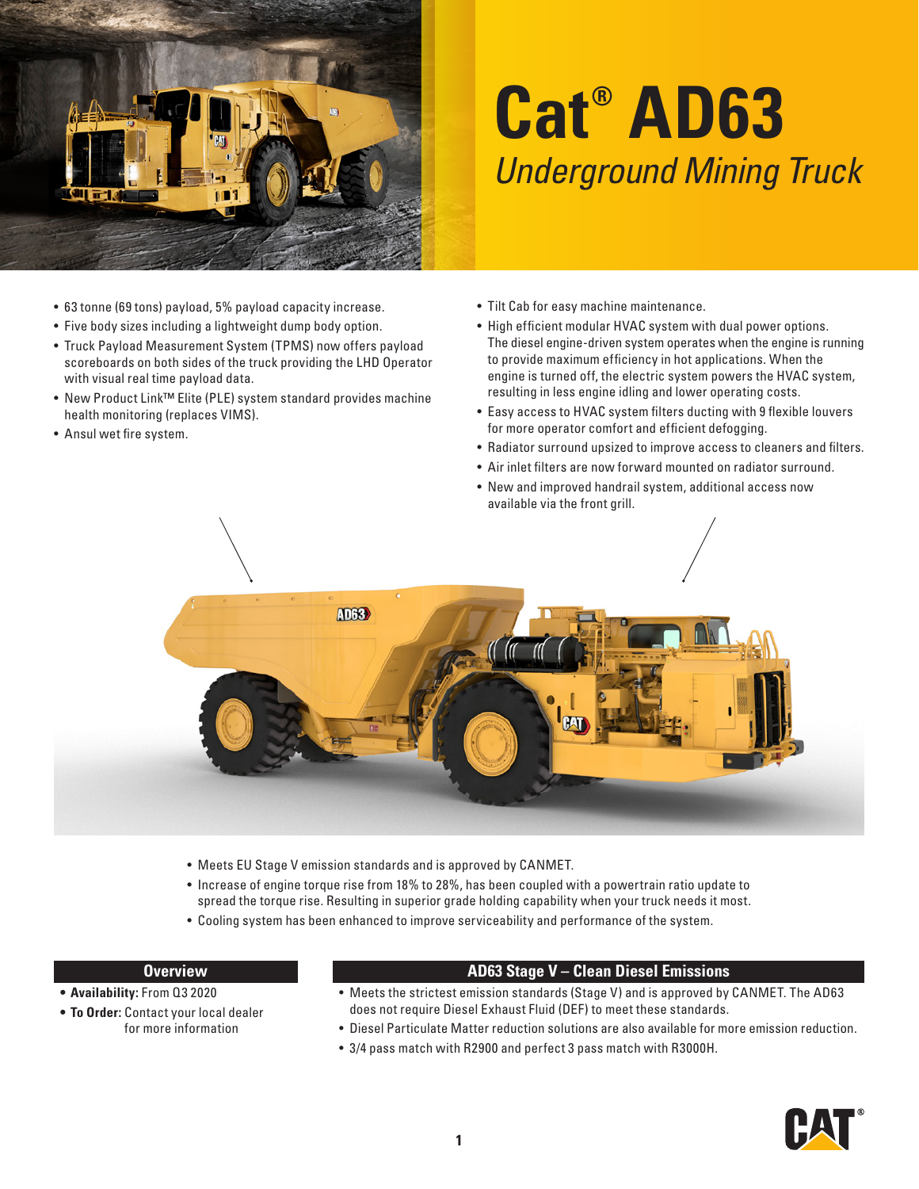# Cat® AD63

*Underground Mining Truck*

- 63 tonne (69 tons) payload, 5% payload capacity increase.
- Five body sizes including a lightweight dump body option.
- Truck Payload Measurement System (TPMS) now offers payload scoreboards on both sides of the truck providing the LHD Operator with visual real time payload data.
- New Product Link™ Elite (PLE) system standard provides machine health monitoring (replaces VIMS).
- Ansul wet fire system.

- Tilt Cab for easy machine maintenance.
- High efficient modular HVAC system with dual power options. The diesel engine-driven system operates when the engine is running to provide maximum efficiency in hot applications. When the engine is turned off, the electric system powers the HVAC system, resulting in less engine idling and lower operating costs.
- Easy access to HVAC system filters ducting with 9 flexible louvers for more operator comfort and efficient defogging.
- Radiator surround upsized to improve access to cleaners and filters.
- Air inlet filters are now forward mounted on radiator surround.
- New and improved handrail system, additional access now available via the front grill.

- Meets EU Stage V emission standards and is approved by CANMET.
- Increase of engine torque rise from 18% to 28%, has been coupled with a powertrain ratio update to spread the torque rise. Resulting in superior grade holding capability when your truck needs it most.
- Cooling system has been enhanced to improve serviceability and performance of the system.

## Overview

- **Availability:** From Q3 2020
- **To Order:** Contact your local dealer for more information

## AD63 Stage V – Clean Diesel Emissions

- Meets the strictest emission standards (Stage V) and is approved by CANMET. The AD63 does not require Diesel Exhaust Fluid (DEF) to meet these standards.
- Diesel Particulate Matter reduction solutions are also available for more emission reduction.
- 3/4 pass match with R2900 and perfect 3 pass match with R3000H.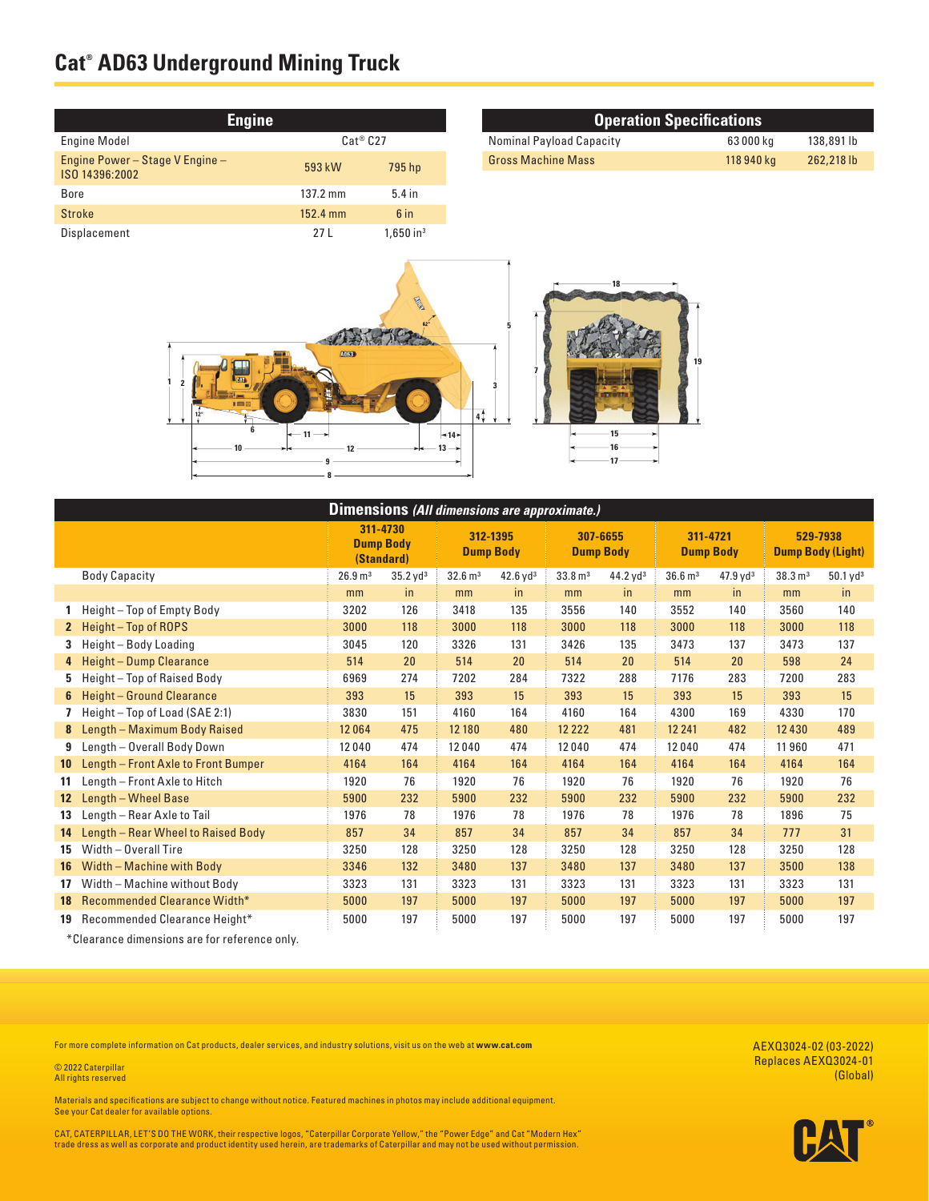# Cat® AD63 Underground Mining Truck

| Engine | | |
|---|---|---|
| Engine Model | Cat® C27 | |
| Engine Power – Stage V Engine – ISO 14396:2002 | 593 kW | 795 hp |
| Bore | 137.2 mm | 5.4 in |
| Stroke | 152.4 mm | 6 in |
| Displacement | 27 L | 1,650 in³ |

| Operation Specifications | | |
|---|---|---|
| Nominal Payload Capacity | 63 000 kg | 138,891 lb |
| Gross Machine Mass | 118 940 kg | 262,218 lb |

## Dimensions *(All dimensions are approximate.)*

| | | 311-4730 Dump Body (Standard) | | 312-1395 Dump Body | | 307-6655 Dump Body | | 311-4721 Dump Body | | 529-7938 Dump Body (Light) | |
|---|---|---|---|---|---|---|---|---|---|---|---|
| | Body Capacity | 26.9 m³ | 35.2 yd³ | 32.6 m³ | 42.6 yd³ | 33.8 m³ | 44.2 yd³ | 36.6 m³ | 47.9 yd³ | 38.3 m³ | 50.1 yd³ |
| | | mm | in | mm | in | mm | in | mm | in | mm | in |
| 1 | Height – Top of Empty Body | 3202 | 126 | 3418 | 135 | 3556 | 140 | 3552 | 140 | 3560 | 140 |
| 2 | Height – Top of ROPS | 3000 | 118 | 3000 | 118 | 3000 | 118 | 3000 | 118 | 3000 | 118 |
| 3 | Height – Body Loading | 3045 | 120 | 3326 | 131 | 3426 | 135 | 3473 | 137 | 3473 | 137 |
| 4 | Height – Dump Clearance | 514 | 20 | 514 | 20 | 514 | 20 | 514 | 20 | 598 | 24 |
| 5 | Height – Top of Raised Body | 6969 | 274 | 7202 | 284 | 7322 | 288 | 7176 | 283 | 7200 | 283 |
| 6 | Height – Ground Clearance | 393 | 15 | 393 | 15 | 393 | 15 | 393 | 15 | 393 | 15 |
| 7 | Height – Top of Load (SAE 2:1) | 3830 | 151 | 4160 | 164 | 4160 | 164 | 4300 | 169 | 4330 | 170 |
| 8 | Length – Maximum Body Raised | 12 064 | 475 | 12 180 | 480 | 12 222 | 481 | 12 241 | 482 | 12 430 | 489 |
| 9 | Length – Overall Body Down | 12 040 | 474 | 12 040 | 474 | 12 040 | 474 | 12 040 | 474 | 11 960 | 471 |
| 10 | Length – Front Axle to Front Bumper | 4164 | 164 | 4164 | 164 | 4164 | 164 | 4164 | 164 | 4164 | 164 |
| 11 | Length – Front Axle to Hitch | 1920 | 76 | 1920 | 76 | 1920 | 76 | 1920 | 76 | 1920 | 76 |
| 12 | Length – Wheel Base | 5900 | 232 | 5900 | 232 | 5900 | 232 | 5900 | 232 | 5900 | 232 |
| 13 | Length – Rear Axle to Tail | 1976 | 78 | 1976 | 78 | 1976 | 78 | 1976 | 78 | 1896 | 75 |
| 14 | Length – Rear Wheel to Raised Body | 857 | 34 | 857 | 34 | 857 | 34 | 857 | 34 | 777 | 31 |
| 15 | Width – Overall Tire | 3250 | 128 | 3250 | 128 | 3250 | 128 | 3250 | 128 | 3250 | 128 |
| 16 | Width – Machine with Body | 3346 | 132 | 3480 | 137 | 3480 | 137 | 3480 | 137 | 3500 | 138 |
| 17 | Width – Machine without Body | 3323 | 131 | 3323 | 131 | 3323 | 131 | 3323 | 131 | 3323 | 131 |
| 18 | Recommended Clearance Width* | 5000 | 197 | 5000 | 197 | 5000 | 197 | 5000 | 197 | 5000 | 197 |
| 19 | Recommended Clearance Height* | 5000 | 197 | 5000 | 197 | 5000 | 197 | 5000 | 197 | 5000 | 197 |

*Clearance dimensions are for reference only.

For more complete information on Cat products, dealer services, and industry solutions, visit us on the web at **www.cat.com**

© 2022 Caterpillar
All rights reserved

Materials and specifications are subject to change without notice. Featured machines in photos may include additional equipment. See your Cat dealer for available options.

CAT, CATERPILLAR, LET'S DO THE WORK, their respective logos, "Caterpillar Corporate Yellow," the "Power Edge" and Cat "Modern Hex" trade dress as well as corporate and product identity used herein, are trademarks of Caterpillar and may not be used without permission.

AEXQ3024-02 (03-2022)
Replaces AEXQ3024-01
(Global)